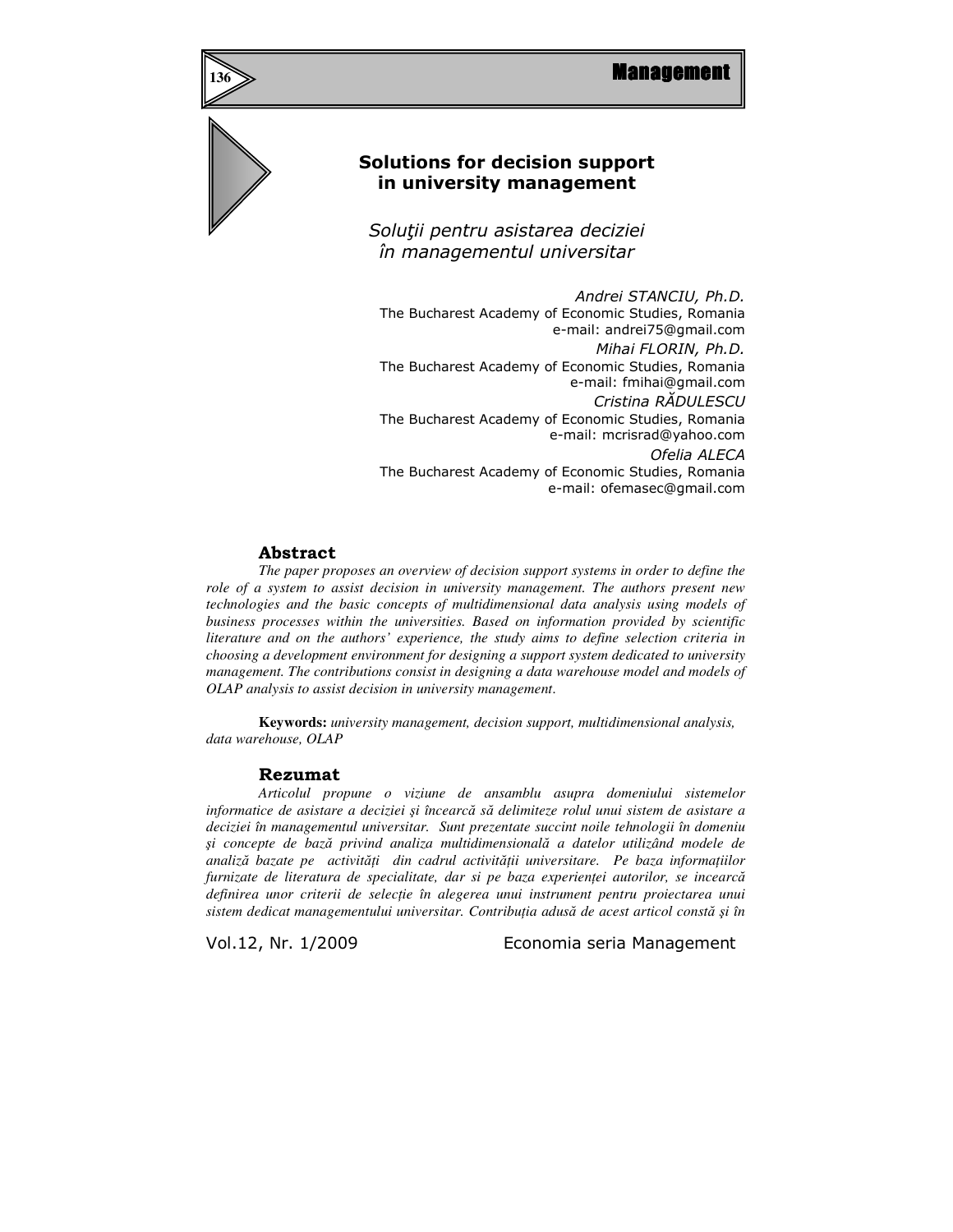# Solutions for decision support in university management

*Soluţii pentru asistarea deciziei în managementul universitar*

*Andrei STANCIU, Ph.D.*
The Bucharest Academy of Economic Studies, Romania
e-mail: andrei75@gmail.com

*Mihai FLORIN, Ph.D.*
The Bucharest Academy of Economic Studies, Romania
e-mail: fmihai@gmail.com

*Cristina RĂDULESCU*
The Bucharest Academy of Economic Studies, Romania
e-mail: mcrisrad@yahoo.com

*Ofelia ALECA*
The Bucharest Academy of Economic Studies, Romania
e-mail: ofemasec@gmail.com

## Abstract

*The paper proposes an overview of decision support systems in order to define the role of a system to assist decision in university management. The authors present new technologies and the basic concepts of multidimensional data analysis using models of business processes within the universities. Based on information provided by scientific literature and on the authors' experience, the study aims to define selection criteria in choosing a development environment for designing a support system dedicated to university management. The contributions consist in designing a data warehouse model and models of OLAP analysis to assist decision in university management.*

**Keywords:** *university management, decision support, multidimensional analysis, data warehouse, OLAP*

## Rezumat

*Articolul propune o viziune de ansamblu asupra domeniului sistemelor informatice de asistare a deciziei şi încearcă să delimiteze rolul unui sistem de asistare a deciziei în managementul universitar. Sunt prezentate succint noile tehnologii în domeniu şi concepte de bază privind analiza multidimensională a datelor utilizând modele de analiză bazate pe activităţi din cadrul activităţii universitare. Pe baza informaţiilor furnizate de literatura de specialitate, dar si pe baza experienţei autorilor, se încearcă definirea unor criterii de selecţie în alegerea unui instrument pentru proiectarea unui sistem dedicat managementului universitar. Contribuţia adusă de acest articol constă şi în*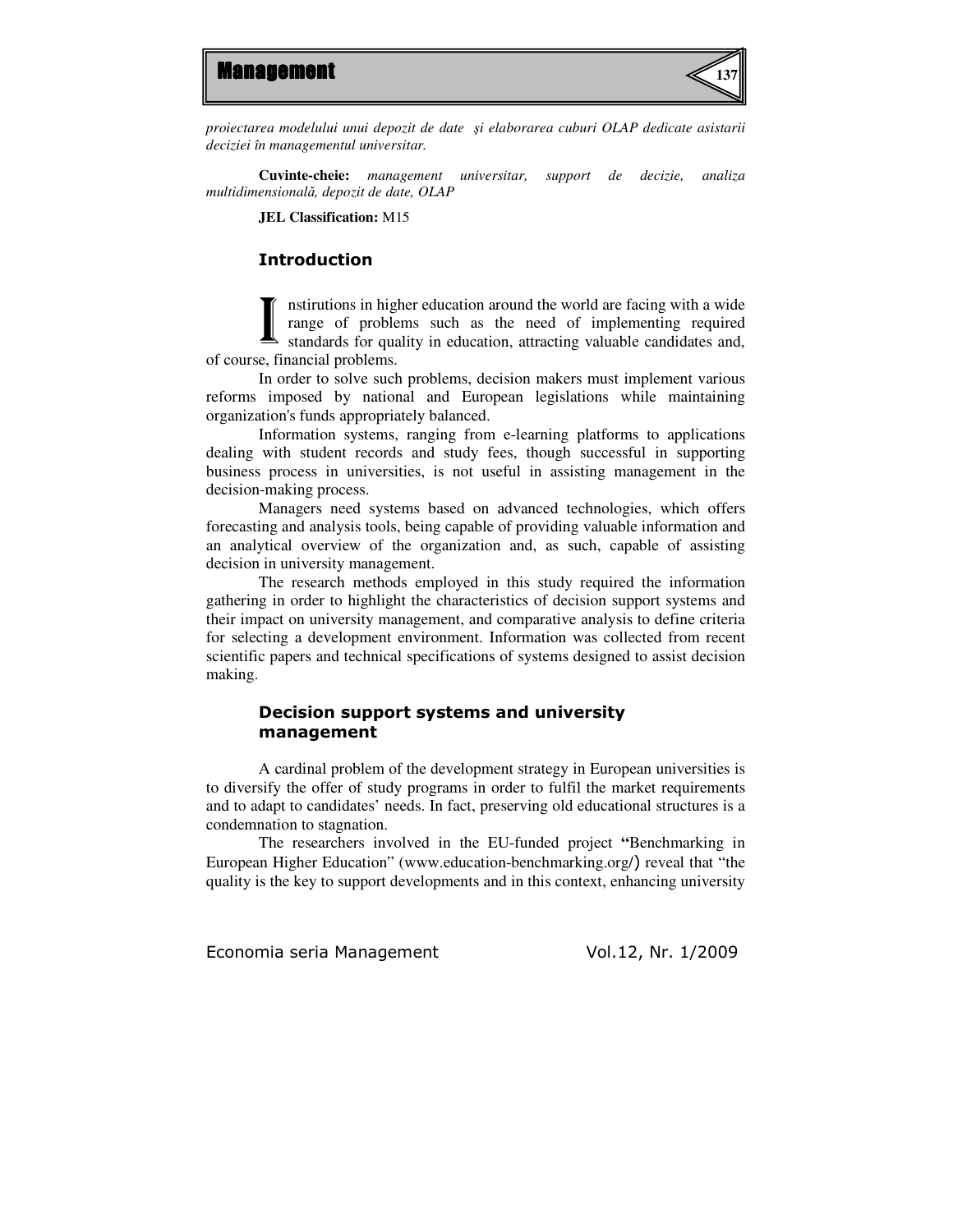*proiectarea modelului unui depozit de date şi elaborarea cuburi OLAP dedicate asistarii deciziei în managementul universitar.*

**Cuvinte-cheie:** *management universitar, support de decizie, analiza multidimensională, depozit de date, OLAP*

**JEL Classification:** M15

## Introduction

Instirutions in higher education around the world are facing with a wide range of problems such as the need of implementing required standards for quality in education, attracting valuable candidates and, of course, financial problems.

In order to solve such problems, decision makers must implement various reforms imposed by national and European legislations while maintaining organization's funds appropriately balanced.

Information systems, ranging from e-learning platforms to applications dealing with student records and study fees, though successful in supporting business process in universities, is not useful in assisting management in the decision-making process.

Managers need systems based on advanced technologies, which offers forecasting and analysis tools, being capable of providing valuable information and an analytical overview of the organization and, as such, capable of assisting decision in university management.

The research methods employed in this study required the information gathering in order to highlight the characteristics of decision support systems and their impact on university management, and comparative analysis to define criteria for selecting a development environment. Information was collected from recent scientific papers and technical specifications of systems designed to assist decision making.

## Decision support systems and university management

A cardinal problem of the development strategy in European universities is to diversify the offer of study programs in order to fulfil the market requirements and to adapt to candidates' needs. In fact, preserving old educational structures is a condemnation to stagnation.

The researchers involved in the EU-funded project **"**Benchmarking in European Higher Education" (www.education-benchmarking.org/) reveal that "the quality is the key to support developments and in this context, enhancing university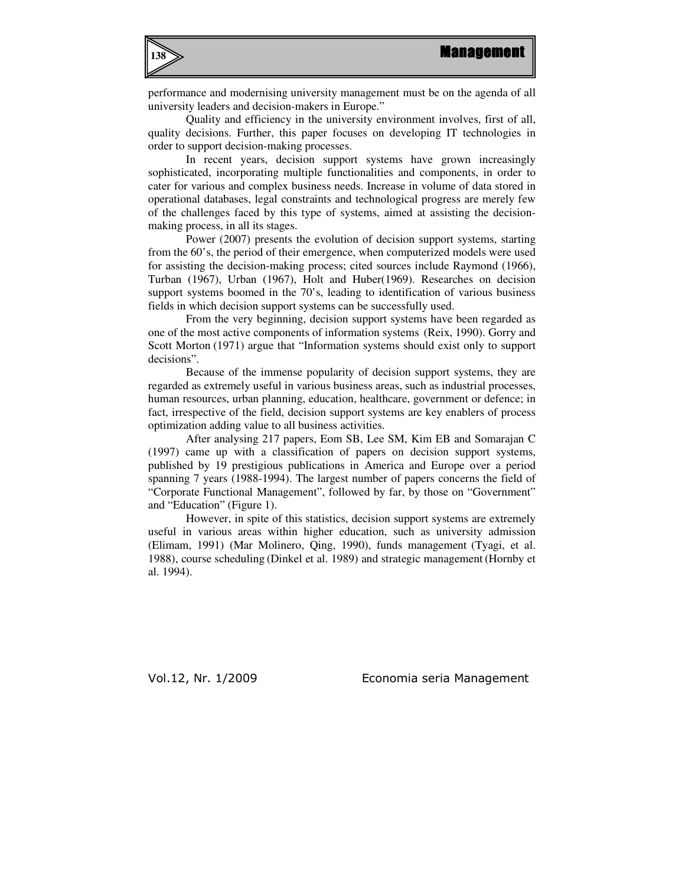performance and modernising university management must be on the agenda of all university leaders and decision-makers in Europe."

Quality and efficiency in the university environment involves, first of all, quality decisions. Further, this paper focuses on developing IT technologies in order to support decision-making processes.

In recent years, decision support systems have grown increasingly sophisticated, incorporating multiple functionalities and components, in order to cater for various and complex business needs. Increase in volume of data stored in operational databases, legal constraints and technological progress are merely few of the challenges faced by this type of systems, aimed at assisting the decision-making process, in all its stages.

Power (2007) presents the evolution of decision support systems, starting from the 60's, the period of their emergence, when computerized models were used for assisting the decision-making process; cited sources include Raymond (1966), Turban (1967), Urban (1967), Holt and Huber(1969). Researches on decision support systems boomed in the 70's, leading to identification of various business fields in which decision support systems can be successfully used.

From the very beginning, decision support systems have been regarded as one of the most active components of information systems (Reix, 1990). Gorry and Scott Morton (1971) argue that "Information systems should exist only to support decisions".

Because of the immense popularity of decision support systems, they are regarded as extremely useful in various business areas, such as industrial processes, human resources, urban planning, education, healthcare, government or defence; in fact, irrespective of the field, decision support systems are key enablers of process optimization adding value to all business activities.

After analysing 217 papers, Eom SB, Lee SM, Kim EB and Somarajan C (1997) came up with a classification of papers on decision support systems, published by 19 prestigious publications in America and Europe over a period spanning 7 years (1988-1994). The largest number of papers concerns the field of "Corporate Functional Management", followed by far, by those on "Government" and "Education" (Figure 1).

However, in spite of this statistics, decision support systems are extremely useful in various areas within higher education, such as university admission (Elimam, 1991) (Mar Molinero, Qing, 1990), funds management (Tyagi, et al. 1988), course scheduling (Dinkel et al. 1989) and strategic management (Hornby et al. 1994).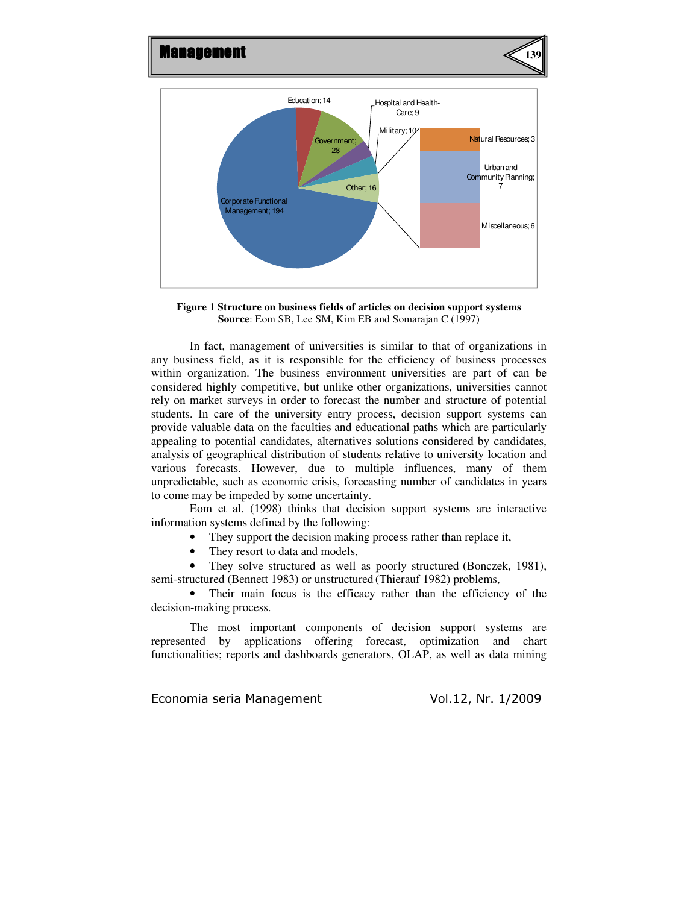Education; 14

Hospital and Health-Care; 9

Military; 10

Government; 28

Natural Resources; 3

Urban and Community Planning; 7

Other; 16

Corporate Functional Management; 194

Miscellaneous; 6

**Figure 1 Structure on business fields of articles on decision support systems**
**Source**: Eom SB, Lee SM, Kim EB and Somarajan C (1997)

In fact, management of universities is similar to that of organizations in any business field, as it is responsible for the efficiency of business processes within organization. The business environment universities are part of can be considered highly competitive, but unlike other organizations, universities cannot rely on market surveys in order to forecast the number and structure of potential students. In care of the university entry process, decision support systems can provide valuable data on the faculties and educational paths which are particularly appealing to potential candidates, alternatives solutions considered by candidates, analysis of geographical distribution of students relative to university location and various forecasts. However, due to multiple influences, many of them unpredictable, such as economic crisis, forecasting number of candidates in years to come may be impeded by some uncertainty.

Eom et al. (1998) thinks that decision support systems are interactive information systems defined by the following:

- They support the decision making process rather than replace it,
- They resort to data and models,
- They solve structured as well as poorly structured (Bonczek, 1981), semi-structured (Bennett 1983) or unstructured (Thierauf 1982) problems,
- Their main focus is the efficacy rather than the efficiency of the decision-making process.

The most important components of decision support systems are represented by applications offering forecast, optimization and chart functionalities; reports and dashboards generators, OLAP, as well as data mining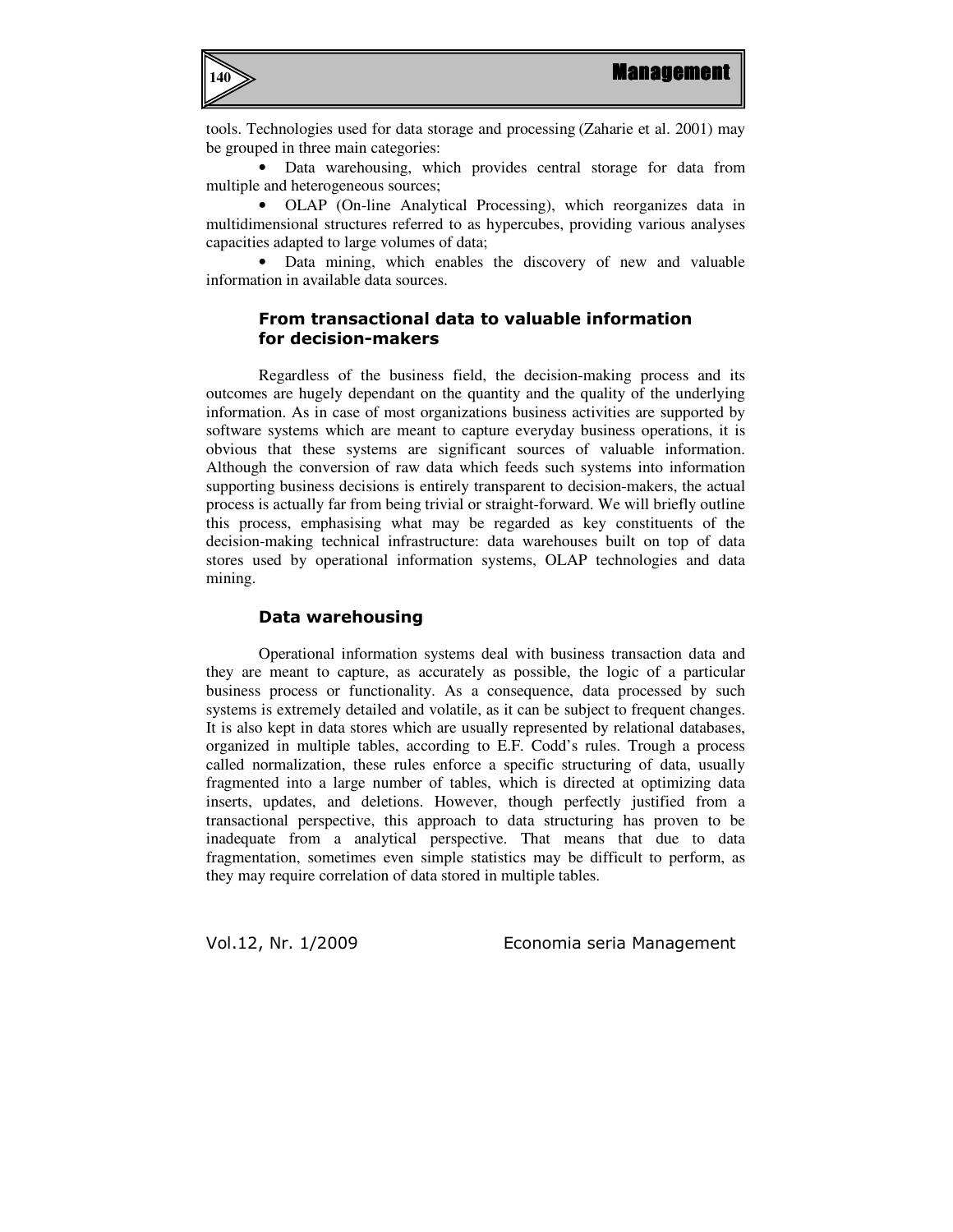tools. Technologies used for data storage and processing (Zaharie et al. 2001) may be grouped in three main categories:

- Data warehousing, which provides central storage for data from multiple and heterogeneous sources;
- OLAP (On-line Analytical Processing), which reorganizes data in multidimensional structures referred to as hypercubes, providing various analyses capacities adapted to large volumes of data;
- Data mining, which enables the discovery of new and valuable information in available data sources.

## From transactional data to valuable information for decision-makers

Regardless of the business field, the decision-making process and its outcomes are hugely dependant on the quantity and the quality of the underlying information. As in case of most organizations business activities are supported by software systems which are meant to capture everyday business operations, it is obvious that these systems are significant sources of valuable information. Although the conversion of raw data which feeds such systems into information supporting business decisions is entirely transparent to decision-makers, the actual process is actually far from being trivial or straight-forward. We will briefly outline this process, emphasising what may be regarded as key constituents of the decision-making technical infrastructure: data warehouses built on top of data stores used by operational information systems, OLAP technologies and data mining.

## Data warehousing

Operational information systems deal with business transaction data and they are meant to capture, as accurately as possible, the logic of a particular business process or functionality. As a consequence, data processed by such systems is extremely detailed and volatile, as it can be subject to frequent changes. It is also kept in data stores which are usually represented by relational databases, organized in multiple tables, according to E.F. Codd's rules. Trough a process called normalization, these rules enforce a specific structuring of data, usually fragmented into a large number of tables, which is directed at optimizing data inserts, updates, and deletions. However, though perfectly justified from a transactional perspective, this approach to data structuring has proven to be inadequate from a analytical perspective. That means that due to data fragmentation, sometimes even simple statistics may be difficult to perform, as they may require correlation of data stored in multiple tables.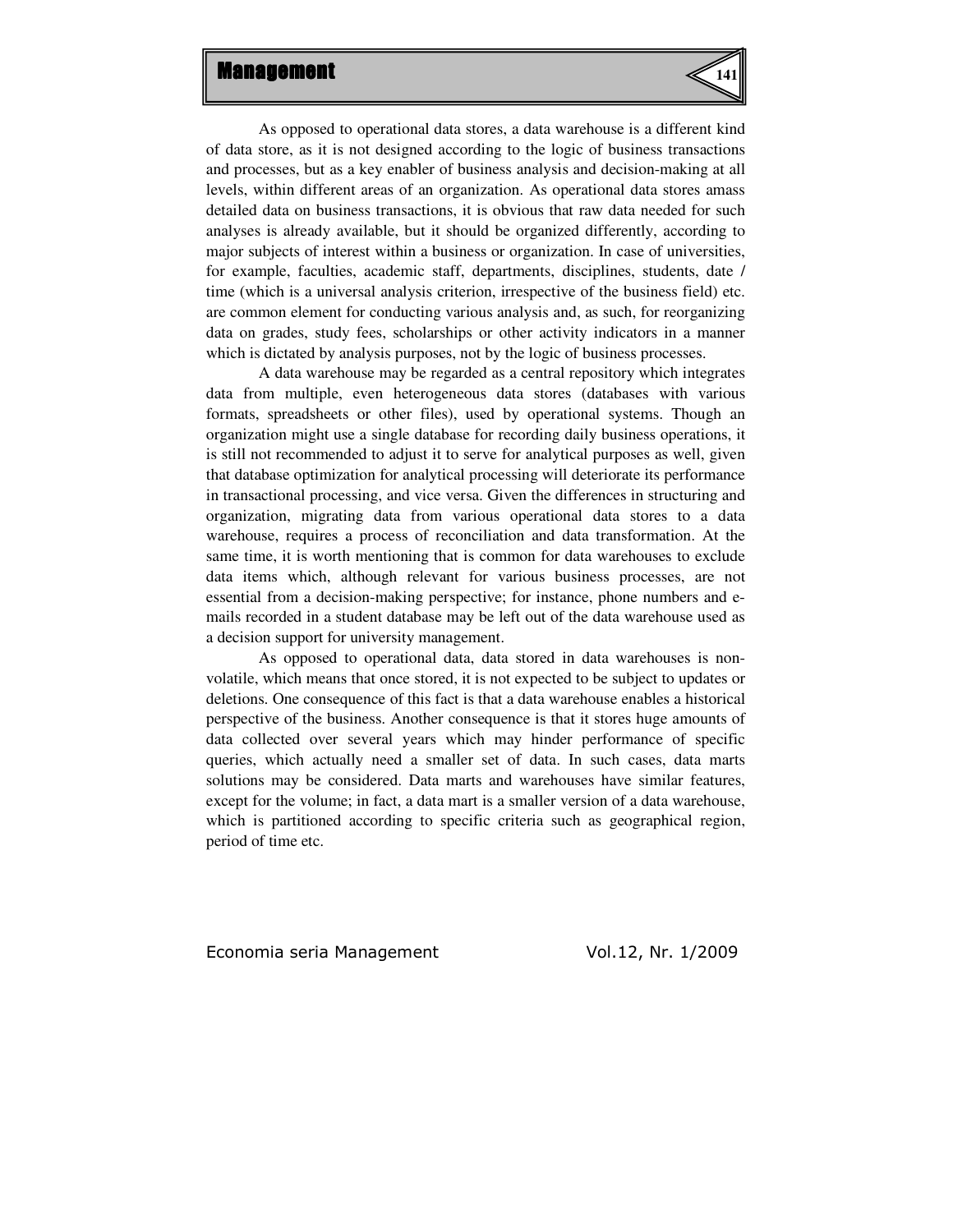As opposed to operational data stores, a data warehouse is a different kind of data store, as it is not designed according to the logic of business transactions and processes, but as a key enabler of business analysis and decision-making at all levels, within different areas of an organization. As operational data stores amass detailed data on business transactions, it is obvious that raw data needed for such analyses is already available, but it should be organized differently, according to major subjects of interest within a business or organization. In case of universities, for example, faculties, academic staff, departments, disciplines, students, date / time (which is a universal analysis criterion, irrespective of the business field) etc. are common element for conducting various analysis and, as such, for reorganizing data on grades, study fees, scholarships or other activity indicators in a manner which is dictated by analysis purposes, not by the logic of business processes.

A data warehouse may be regarded as a central repository which integrates data from multiple, even heterogeneous data stores (databases with various formats, spreadsheets or other files), used by operational systems. Though an organization might use a single database for recording daily business operations, it is still not recommended to adjust it to serve for analytical purposes as well, given that database optimization for analytical processing will deteriorate its performance in transactional processing, and vice versa. Given the differences in structuring and organization, migrating data from various operational data stores to a data warehouse, requires a process of reconciliation and data transformation. At the same time, it is worth mentioning that is common for data warehouses to exclude data items which, although relevant for various business processes, are not essential from a decision-making perspective; for instance, phone numbers and e-mails recorded in a student database may be left out of the data warehouse used as a decision support for university management.

As opposed to operational data, data stored in data warehouses is non-volatile, which means that once stored, it is not expected to be subject to updates or deletions. One consequence of this fact is that a data warehouse enables a historical perspective of the business. Another consequence is that it stores huge amounts of data collected over several years which may hinder performance of specific queries, which actually need a smaller set of data. In such cases, data marts solutions may be considered. Data marts and warehouses have similar features, except for the volume; in fact, a data mart is a smaller version of a data warehouse, which is partitioned according to specific criteria such as geographical region, period of time etc.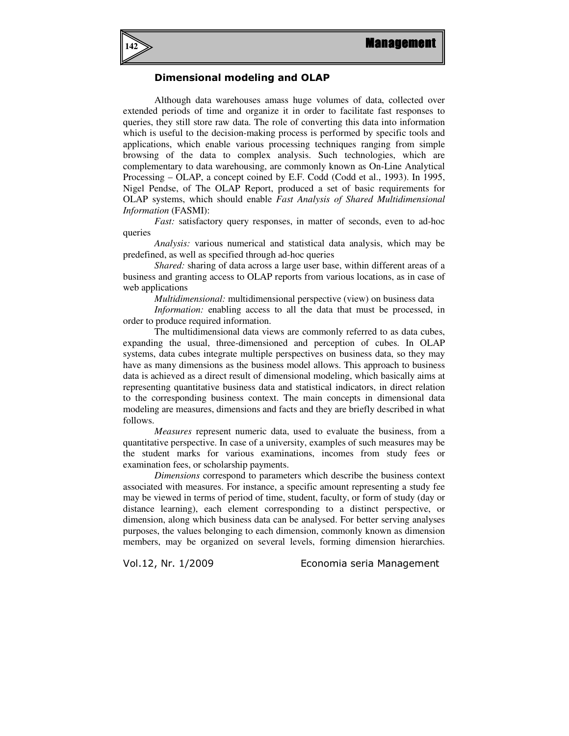### Dimensional modeling and OLAP

Although data warehouses amass huge volumes of data, collected over extended periods of time and organize it in order to facilitate fast responses to queries, they still store raw data. The role of converting this data into information which is useful to the decision-making process is performed by specific tools and applications, which enable various processing techniques ranging from simple browsing of the data to complex analysis. Such technologies, which are complementary to data warehousing, are commonly known as On-Line Analytical Processing – OLAP, a concept coined by E.F. Codd (Codd et al., 1993). In 1995, Nigel Pendse, of The OLAP Report, produced a set of basic requirements for OLAP systems, which should enable *Fast Analysis of Shared Multidimensional Information* (FASMI):

*Fast:* satisfactory query responses, in matter of seconds, even to ad-hoc queries

*Analysis:* various numerical and statistical data analysis, which may be predefined, as well as specified through ad-hoc queries

*Shared:* sharing of data across a large user base, within different areas of a business and granting access to OLAP reports from various locations, as in case of web applications

*Multidimensional:* multidimensional perspective (view) on business data

*Information:* enabling access to all the data that must be processed, in order to produce required information.

The multidimensional data views are commonly referred to as data cubes, expanding the usual, three-dimensioned and perception of cubes. In OLAP systems, data cubes integrate multiple perspectives on business data, so they may have as many dimensions as the business model allows. This approach to business data is achieved as a direct result of dimensional modeling, which basically aims at representing quantitative business data and statistical indicators, in direct relation to the corresponding business context. The main concepts in dimensional data modeling are measures, dimensions and facts and they are briefly described in what follows.

*Measures* represent numeric data, used to evaluate the business, from a quantitative perspective. In case of a university, examples of such measures may be the student marks for various examinations, incomes from study fees or examination fees, or scholarship payments.

*Dimensions* correspond to parameters which describe the business context associated with measures. For instance, a specific amount representing a study fee may be viewed in terms of period of time, student, faculty, or form of study (day or distance learning), each element corresponding to a distinct perspective, or dimension, along which business data can be analysed. For better serving analyses purposes, the values belonging to each dimension, commonly known as dimension members, may be organized on several levels, forming dimension hierarchies.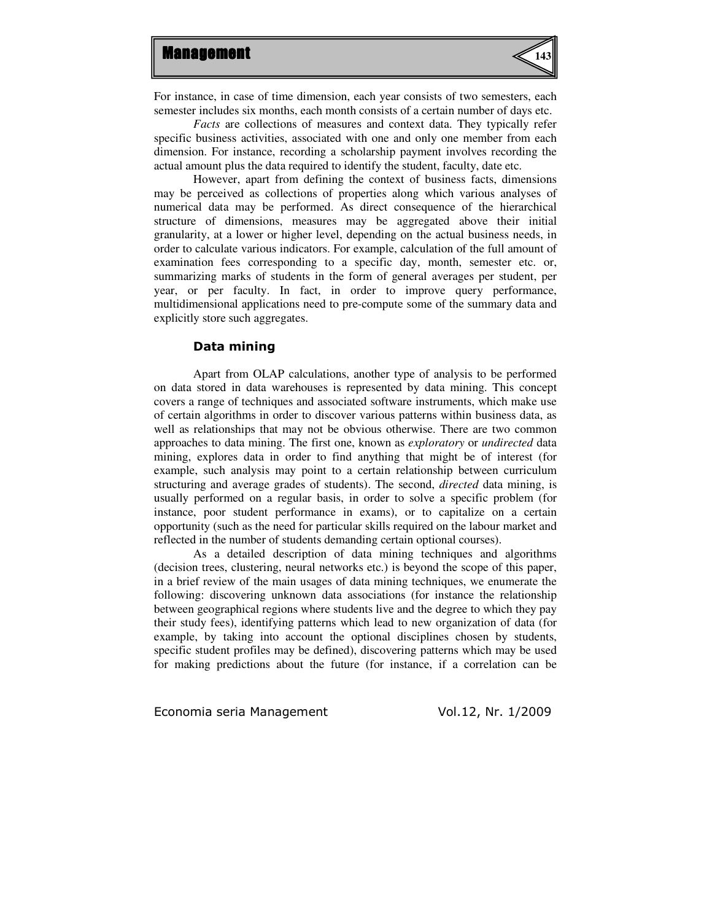For instance, in case of time dimension, each year consists of two semesters, each semester includes six months, each month consists of a certain number of days etc.

*Facts* are collections of measures and context data. They typically refer specific business activities, associated with one and only one member from each dimension. For instance, recording a scholarship payment involves recording the actual amount plus the data required to identify the student, faculty, date etc.

However, apart from defining the context of business facts, dimensions may be perceived as collections of properties along which various analyses of numerical data may be performed. As direct consequence of the hierarchical structure of dimensions, measures may be aggregated above their initial granularity, at a lower or higher level, depending on the actual business needs, in order to calculate various indicators. For example, calculation of the full amount of examination fees corresponding to a specific day, month, semester etc. or, summarizing marks of students in the form of general averages per student, per year, or per faculty. In fact, in order to improve query performance, multidimensional applications need to pre-compute some of the summary data and explicitly store such aggregates.

## Data mining

Apart from OLAP calculations, another type of analysis to be performed on data stored in data warehouses is represented by data mining. This concept covers a range of techniques and associated software instruments, which make use of certain algorithms in order to discover various patterns within business data, as well as relationships that may not be obvious otherwise. There are two common approaches to data mining. The first one, known as *exploratory* or *undirected* data mining, explores data in order to find anything that might be of interest (for example, such analysis may point to a certain relationship between curriculum structuring and average grades of students). The second, *directed* data mining, is usually performed on a regular basis, in order to solve a specific problem (for instance, poor student performance in exams), or to capitalize on a certain opportunity (such as the need for particular skills required on the labour market and reflected in the number of students demanding certain optional courses).

As a detailed description of data mining techniques and algorithms (decision trees, clustering, neural networks etc.) is beyond the scope of this paper, in a brief review of the main usages of data mining techniques, we enumerate the following: discovering unknown data associations (for instance the relationship between geographical regions where students live and the degree to which they pay their study fees), identifying patterns which lead to new organization of data (for example, by taking into account the optional disciplines chosen by students, specific student profiles may be defined), discovering patterns which may be used for making predictions about the future (for instance, if a correlation can be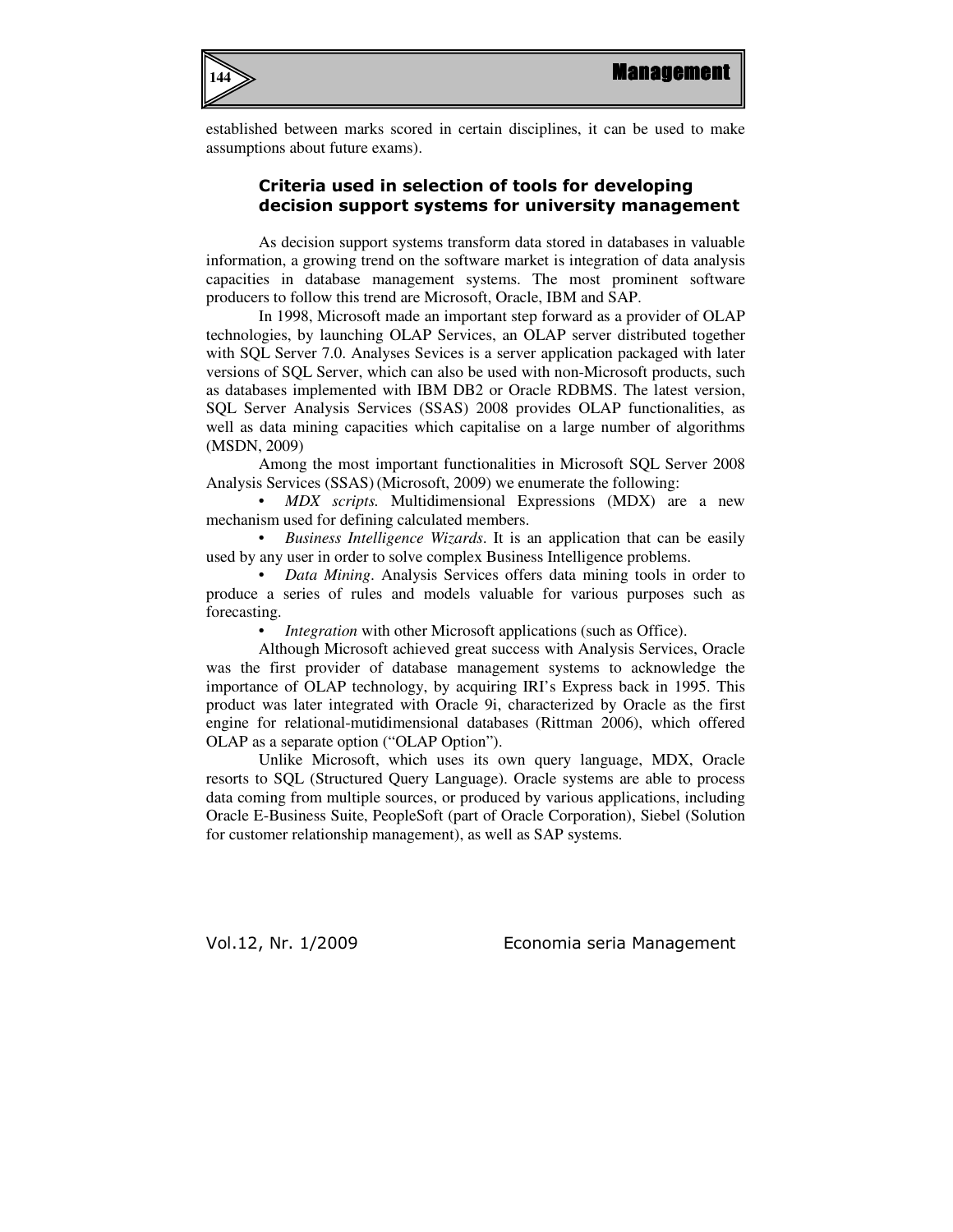established between marks scored in certain disciplines, it can be used to make assumptions about future exams).

### Criteria used in selection of tools for developing decision support systems for university management

As decision support systems transform data stored in databases in valuable information, a growing trend on the software market is integration of data analysis capacities in database management systems. The most prominent software producers to follow this trend are Microsoft, Oracle, IBM and SAP.

In 1998, Microsoft made an important step forward as a provider of OLAP technologies, by launching OLAP Services, an OLAP server distributed together with SQL Server 7.0. Analyses Sevices is a server application packaged with later versions of SQL Server, which can also be used with non-Microsoft products, such as databases implemented with IBM DB2 or Oracle RDBMS. The latest version, SQL Server Analysis Services (SSAS) 2008 provides OLAP functionalities, as well as data mining capacities which capitalise on a large number of algorithms (MSDN, 2009)

Among the most important functionalities in Microsoft SQL Server 2008 Analysis Services (SSAS) (Microsoft, 2009) we enumerate the following:

- *MDX scripts.* Multidimensional Expressions (MDX) are a new mechanism used for defining calculated members.
- *Business Intelligence Wizards*. It is an application that can be easily used by any user in order to solve complex Business Intelligence problems.
- *Data Mining*. Analysis Services offers data mining tools in order to produce a series of rules and models valuable for various purposes such as forecasting.
- *Integration* with other Microsoft applications (such as Office).

Although Microsoft achieved great success with Analysis Services, Oracle was the first provider of database management systems to acknowledge the importance of OLAP technology, by acquiring IRI's Express back in 1995. This product was later integrated with Oracle 9i, characterized by Oracle as the first engine for relational-mutidimensional databases (Rittman 2006), which offered OLAP as a separate option ("OLAP Option").

Unlike Microsoft, which uses its own query language, MDX, Oracle resorts to SQL (Structured Query Language). Oracle systems are able to process data coming from multiple sources, or produced by various applications, including Oracle E-Business Suite, PeopleSoft (part of Oracle Corporation), Siebel (Solution for customer relationship management), as well as SAP systems.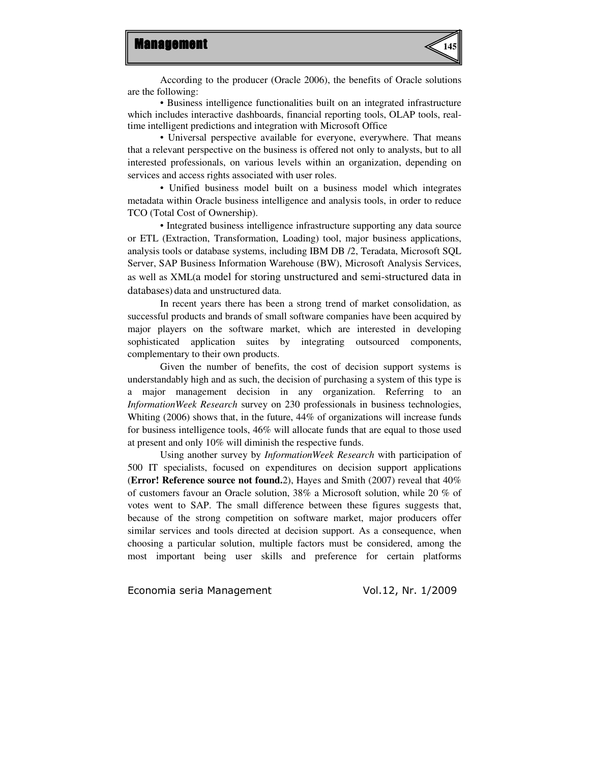According to the producer (Oracle 2006), the benefits of Oracle solutions are the following:

• Business intelligence functionalities built on an integrated infrastructure which includes interactive dashboards, financial reporting tools, OLAP tools, real-time intelligent predictions and integration with Microsoft Office

• Universal perspective available for everyone, everywhere. That means that a relevant perspective on the business is offered not only to analysts, but to all interested professionals, on various levels within an organization, depending on services and access rights associated with user roles.

• Unified business model built on a business model which integrates metadata within Oracle business intelligence and analysis tools, in order to reduce TCO (Total Cost of Ownership).

• Integrated business intelligence infrastructure supporting any data source or ETL (Extraction, Transformation, Loading) tool, major business applications, analysis tools or database systems, including IBM DB /2, Teradata, Microsoft SQL Server, SAP Business Information Warehouse (BW), Microsoft Analysis Services, as well as XML(a model for storing unstructured and semi-structured data in databases) data and unstructured data.

In recent years there has been a strong trend of market consolidation, as successful products and brands of small software companies have been acquired by major players on the software market, which are interested in developing sophisticated application suites by integrating outsourced components, complementary to their own products.

Given the number of benefits, the cost of decision support systems is understandably high and as such, the decision of purchasing a system of this type is a major management decision in any organization. Referring to an *InformationWeek Research* survey on 230 professionals in business technologies, Whiting (2006) shows that, in the future, 44% of organizations will increase funds for business intelligence tools, 46% will allocate funds that are equal to those used at present and only 10% will diminish the respective funds.

Using another survey by *InformationWeek Research* with participation of 500 IT specialists, focused on expenditures on decision support applications (**Error! Reference source not found.**2), Hayes and Smith (2007) reveal that 40% of customers favour an Oracle solution, 38% a Microsoft solution, while 20 % of votes went to SAP. The small difference between these figures suggests that, because of the strong competition on software market, major producers offer similar services and tools directed at decision support. As a consequence, when choosing a particular solution, multiple factors must be considered, among the most important being user skills and preference for certain platforms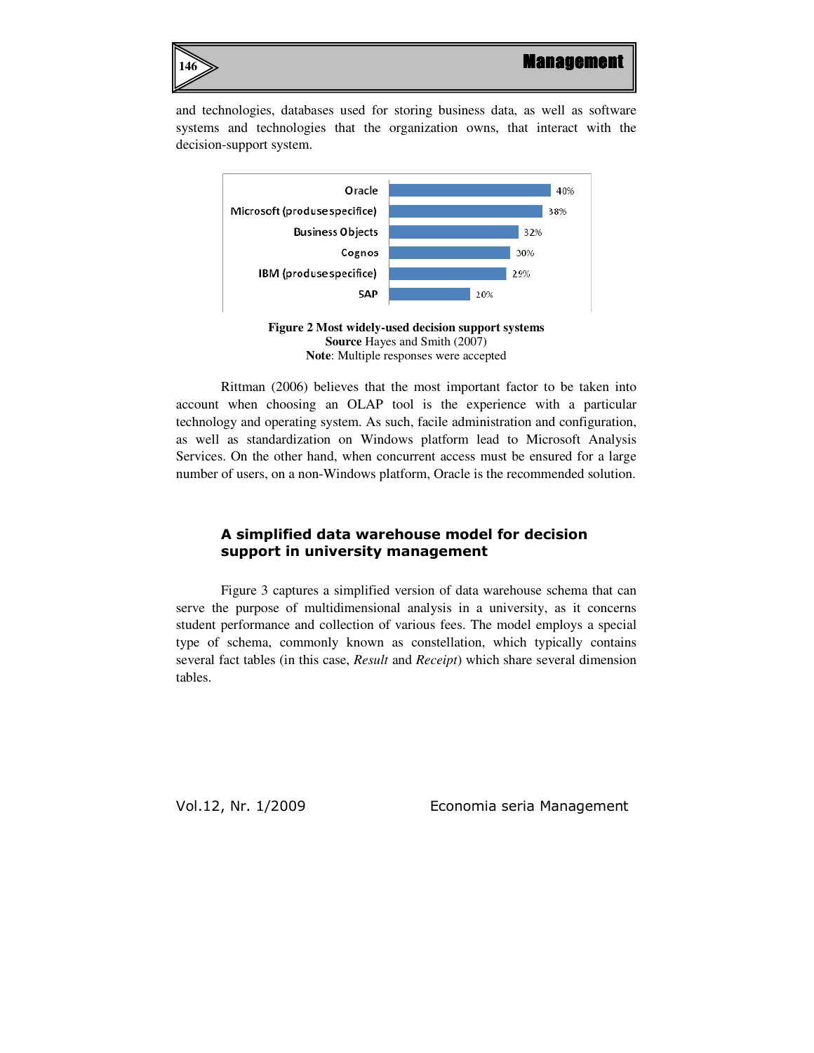and technologies, databases used for storing business data, as well as software systems and technologies that the organization owns, that interact with the decision-support system.

Oracle 40%
Microsoft (produse specifice) 38%
Business Objects 32%
Cognos 30%
IBM (produse specifice) 29%
SAP 20%

**Figure 2 Most widely-used decision support systems**
**Source** Hayes and Smith (2007)
**Note**: Multiple responses were accepted

Rittman (2006) believes that the most important factor to be taken into account when choosing an OLAP tool is the experience with a particular technology and operating system. As such, facile administration and configuration, as well as standardization on Windows platform lead to Microsoft Analysis Services. On the other hand, when concurrent access must be ensured for a large number of users, on a non-Windows platform, Oracle is the recommended solution.

## A simplified data warehouse model for decision support in university management

Figure 3 captures a simplified version of data warehouse schema that can serve the purpose of multidimensional analysis in a university, as it concerns student performance and collection of various fees. The model employs a special type of schema, commonly known as constellation, which typically contains several fact tables (in this case, *Result* and *Receipt*) which share several dimension tables.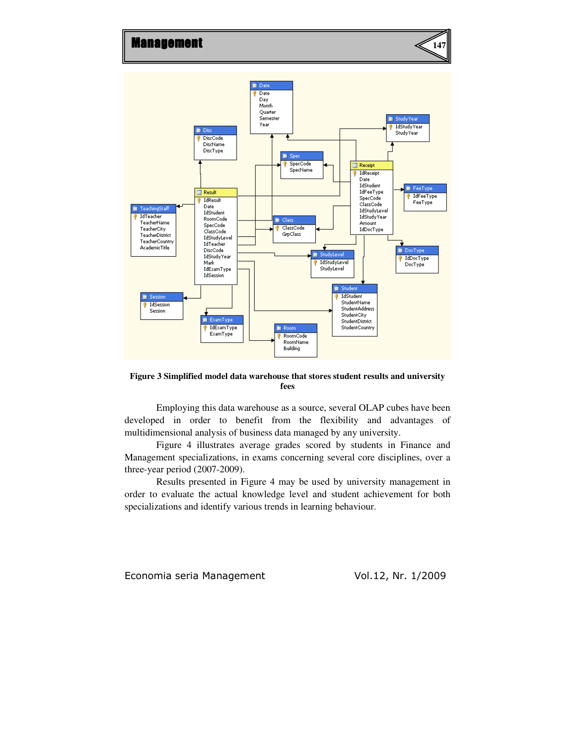Date
Date
Day
Month
Quarter
Semester
Year

Disc
DiscCode
DiscName
DiscType

Spec
SpecCode
SpecName

StudyYear
IdStudyYear
StudyYear

Receipt
IdReceipt
Date
IdStudent
IdFeeType
SpecCode
ClassCode
IdStudyLevel
IdStudyYear
Amount
IdDocType

FeeType
IdFeeType
FeeType

Result
IdResult
Date
IdStudent
RoomCode
SpecCode
ClassCode
IdStudyLevel
IdTeacher
DiscCode
IdStudyYear
Mark
IdExamType
IdSession

TeachingStaff
IdTeacher
TeacherName
TeacherCity
TeacherDistrict
TeacherCountry
AcademicTitle

Class
ClassCode
GrpClass

StudyLevel
IdStudyLevel
StudyLevel

DocType
IdDocType
DocType

Session
IdSession
Session

Student
IdStudent
StudentName
StudentAddress
StudentCity
StudentDistrict
StudentCountry

ExamType
IdExamType
ExamType

Room
RoomCode
RoomName
Building

**Figure 3 Simplified model data warehouse that stores student results and university fees**

Employing this data warehouse as a source, several OLAP cubes have been developed in order to benefit from the flexibility and advantages of multidimensional analysis of business data managed by any university.

Figure 4 illustrates average grades scored by students in Finance and Management specializations, in exams concerning several core disciplines, over a three-year period (2007-2009).

Results presented in Figure 4 may be used by university management in order to evaluate the actual knowledge level and student achievement for both specializations and identify various trends in learning behaviour.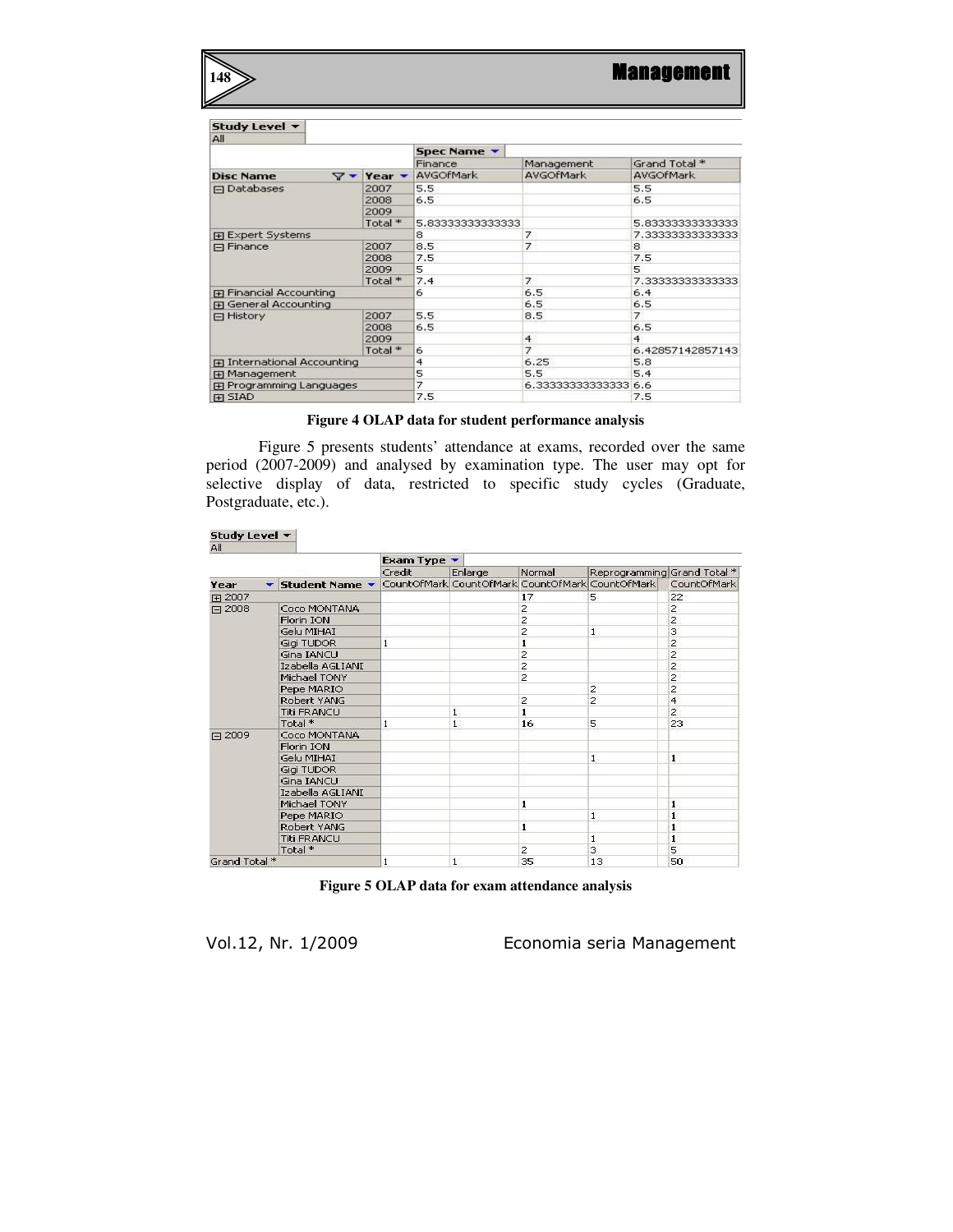Study Level: All

| Disc Name | Year | Finance AVGOfMark | Management AVGOfMark | Grand Total * AVGOfMark |
|---|---|---|---|---|
| ⊟ Databases | 2007 | 5.5 | | 5.5 |
| | 2008 | 6.5 | | 6.5 |
| | 2009 | | | |
| | Total * | 5.83333333333333 | | 5.83333333333333 |
| ⊞ Expert Systems | | 8 | 7 | 7.33333333333333 |
| ⊟ Finance | 2007 | 8.5 | 7 | 8 |
| | 2008 | 7.5 | | 7.5 |
| | 2009 | 5 | | 5 |
| | Total * | 7.4 | 7 | 7.33333333333333 |
| ⊞ Financial Accounting | | 6 | 6.5 | 6.4 |
| ⊞ General Accounting | | | 6.5 | 6.5 |
| ⊟ History | 2007 | 5.5 | 8.5 | 7 |
| | 2008 | 6.5 | | 6.5 |
| | 2009 | | 4 | 4 |
| | Total * | 6 | 7 | 6.42857142857143 |
| ⊞ International Accounting | | 4 | 6.25 | 5.8 |
| ⊞ Management | | 5 | 5.5 | 5.4 |
| ⊞ Programming Languages | | 7 | 6.33333333333333 | 6.6 |
| ⊞ SIAD | | 7.5 | | 7.5 |

**Figure 4 OLAP data for student performance analysis**

Figure 5 presents students' attendance at exams, recorded over the same period (2007-2009) and analysed by examination type. The user may opt for selective display of data, restricted to specific study cycles (Graduate, Postgraduate, etc.).

Study Level: All

| Year | Student Name | Credit CountOfMark | Enlarge CountOfMark | Normal CountOfMark | Reprogramming CountOfMark | Grand Total * CountOfMark |
|---|---|---|---|---|---|---|
| ⊞ 2007 | | | | 17 | 5 | 22 |
| ⊟ 2008 | Coco MONTANA | | | 2 | | 2 |
| | Florin ION | | | 2 | | 2 |
| | Gelu MIHAI | | | 2 | 1 | 3 |
| | Gigi TUDOR | 1 | | 1 | | 2 |
| | Gina IANCU | | | 2 | | 2 |
| | Izabella AGLIANI | | | 2 | | 2 |
| | Michael TONY | | | 2 | | 2 |
| | Pepe MARIO | | | | 2 | 2 |
| | Robert YANG | | | 2 | 2 | 4 |
| | Titi FRANCU | | 1 | 1 | | 2 |
| | Total * | 1 | 1 | 16 | 5 | 23 |
| ⊟ 2009 | Coco MONTANA | | | | | |
| | Florin ION | | | | | |
| | Gelu MIHAI | | | | 1 | 1 |
| | Gigi TUDOR | | | | | |
| | Gina IANCU | | | | | |
| | Izabella AGLIANI | | | | | |
| | Michael TONY | | | 1 | | 1 |
| | Pepe MARIO | | | | 1 | 1 |
| | Robert YANG | | | 1 | | 1 |
| | Titi FRANCU | | | | 1 | 1 |
| | Total * | | | 2 | 3 | 5 |
| Grand Total * | | 1 | 1 | 35 | 13 | 50 |

**Figure 5 OLAP data for exam attendance analysis**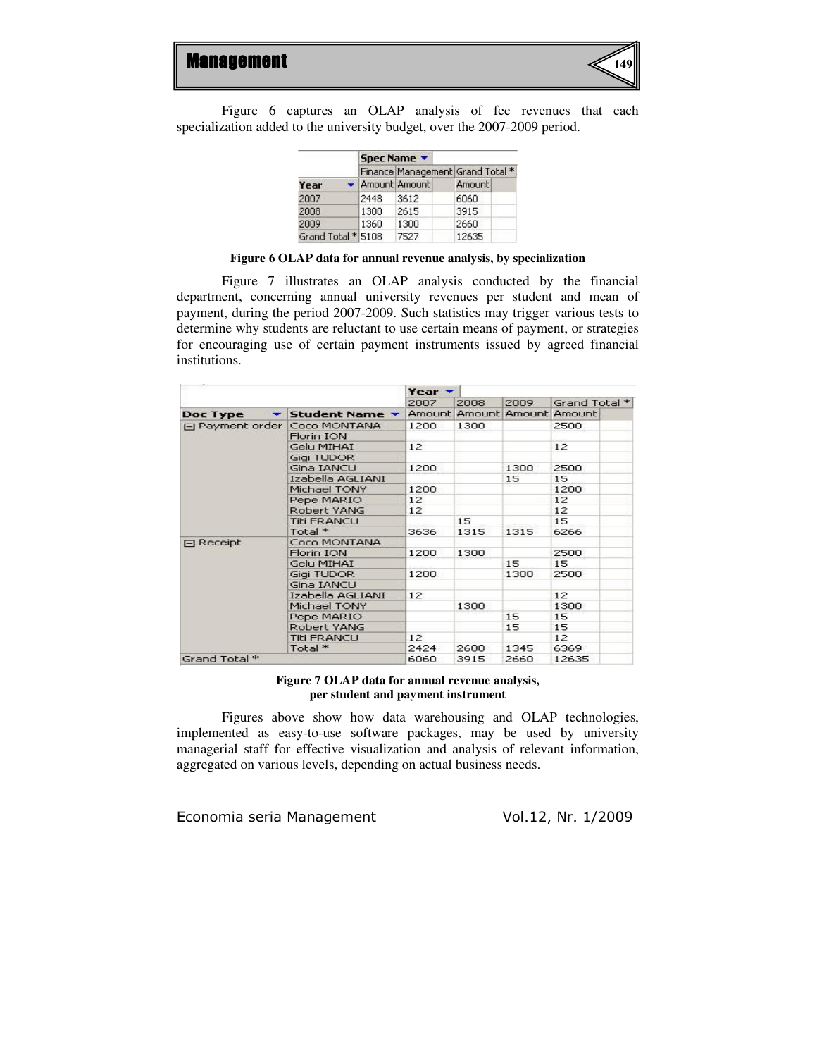Figure 6 captures an OLAP analysis of fee revenues that each specialization added to the university budget, over the 2007-2009 period.

| | Spec Name | | |
|---|---|---|---|
| | Finance | Management | Grand Total * |
| Year | Amount | Amount | Amount |
| 2007 | 2448 | 3612 | 6060 |
| 2008 | 1300 | 2615 | 3915 |
| 2009 | 1360 | 1300 | 2660 |
| Grand Total * | 5108 | 7527 | 12635 |

**Figure 6 OLAP data for annual revenue analysis, by specialization**

Figure 7 illustrates an OLAP analysis conducted by the financial department, concerning annual university revenues per student and mean of payment, during the period 2007-2009. Such statistics may trigger various tests to determine why students are reluctant to use certain means of payment, or strategies for encouraging use of certain payment instruments issued by agreed financial institutions.

| | | Year | | | |
|---|---|---|---|---|---|
| | | 2007 | 2008 | 2009 | Grand Total * |
| Doc Type | Student Name | Amount | Amount | Amount | Amount |
| ⊟ Payment order | Coco MONTANA | 1200 | 1300 | | 2500 |
| | Florin ION | | | | |
| | Gelu MIHAI | 12 | | | 12 |
| | Gigi TUDOR | | | | |
| | Gina IANCU | 1200 | | 1300 | 2500 |
| | Izabella AGLIANI | | | 15 | 15 |
| | Michael TONY | 1200 | | | 1200 |
| | Pepe MARIO | 12 | | | 12 |
| | Robert YANG | 12 | | | 12 |
| | Titi FRANCU | | 15 | | 15 |
| | Total * | 3636 | 1315 | 1315 | 6266 |
| ⊟ Receipt | Coco MONTANA | | | | |
| | Florin ION | 1200 | 1300 | | 2500 |
| | Gelu MIHAI | | | 15 | 15 |
| | Gigi TUDOR | 1200 | | 1300 | 2500 |
| | Gina IANCU | | | | |
| | Izabella AGLIANI | 12 | | | 12 |
| | Michael TONY | | 1300 | | 1300 |
| | Pepe MARIO | | | 15 | 15 |
| | Robert YANG | | | 15 | 15 |
| | Titi FRANCU | 12 | | | 12 |
| | Total * | 2424 | 2600 | 1345 | 6369 |
| Grand Total * | | 6060 | 3915 | 2660 | 12635 |

**Figure 7 OLAP data for annual revenue analysis, per student and payment instrument**

Figures above show how data warehousing and OLAP technologies, implemented as easy-to-use software packages, may be used by university managerial staff for effective visualization and analysis of relevant information, aggregated on various levels, depending on actual business needs.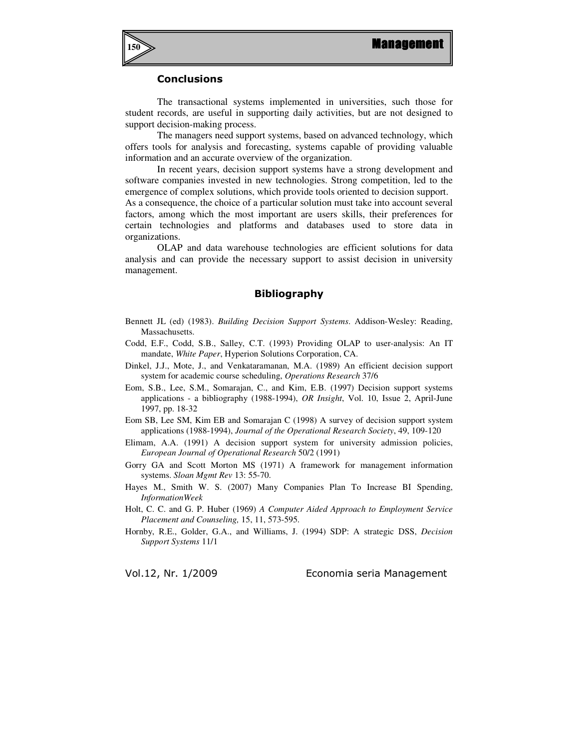## Conclusions

The transactional systems implemented in universities, such those for student records, are useful in supporting daily activities, but are not designed to support decision-making process.

The managers need support systems, based on advanced technology, which offers tools for analysis and forecasting, systems capable of providing valuable information and an accurate overview of the organization.

In recent years, decision support systems have a strong development and software companies invested in new technologies. Strong competition, led to the emergence of complex solutions, which provide tools oriented to decision support. As a consequence, the choice of a particular solution must take into account several factors, among which the most important are users skills, their preferences for certain technologies and platforms and databases used to store data in organizations.

OLAP and data warehouse technologies are efficient solutions for data analysis and can provide the necessary support to assist decision in university management.

## Bibliography

Bennett JL (ed) (1983). *Building Decision Support Systems*. Addison-Wesley: Reading, Massachusetts.

Codd, E.F., Codd, S.B., Salley, C.T. (1993) Providing OLAP to user-analysis: An IT mandate, *White Paper*, Hyperion Solutions Corporation, CA.

Dinkel, J.J., Mote, J., and Venkataramanan, M.A. (1989) An efficient decision support system for academic course scheduling, *Operations Research* 37/6

Eom, S.B., Lee, S.M., Somarajan, C., and Kim, E.B. (1997) Decision support systems applications - a bibliography (1988-1994), *OR Insight*, Vol. 10, Issue 2, April-June 1997, pp. 18-32

Eom SB, Lee SM, Kim EB and Somarajan C (1998) A survey of decision support system applications (1988-1994), *Journal of the Operational Research Society*, 49, 109-120

Elimam, A.A. (1991) A decision support system for university admission policies, *European Journal of Operational Research* 50/2 (1991)

Gorry GA and Scott Morton MS (1971) A framework for management information systems. *Sloan Mgmt Rev* 13: 55-70.

Hayes M., Smith W. S. (2007) Many Companies Plan To Increase BI Spending, *InformationWeek*

Holt, C. C. and G. P. Huber (1969) *A Computer Aided Approach to Employment Service Placement and Counseling,* 15, 11, 573-595.

Hornby, R.E., Golder, G.A., and Williams, J. (1994) SDP: A strategic DSS, *Decision Support Systems* 11/1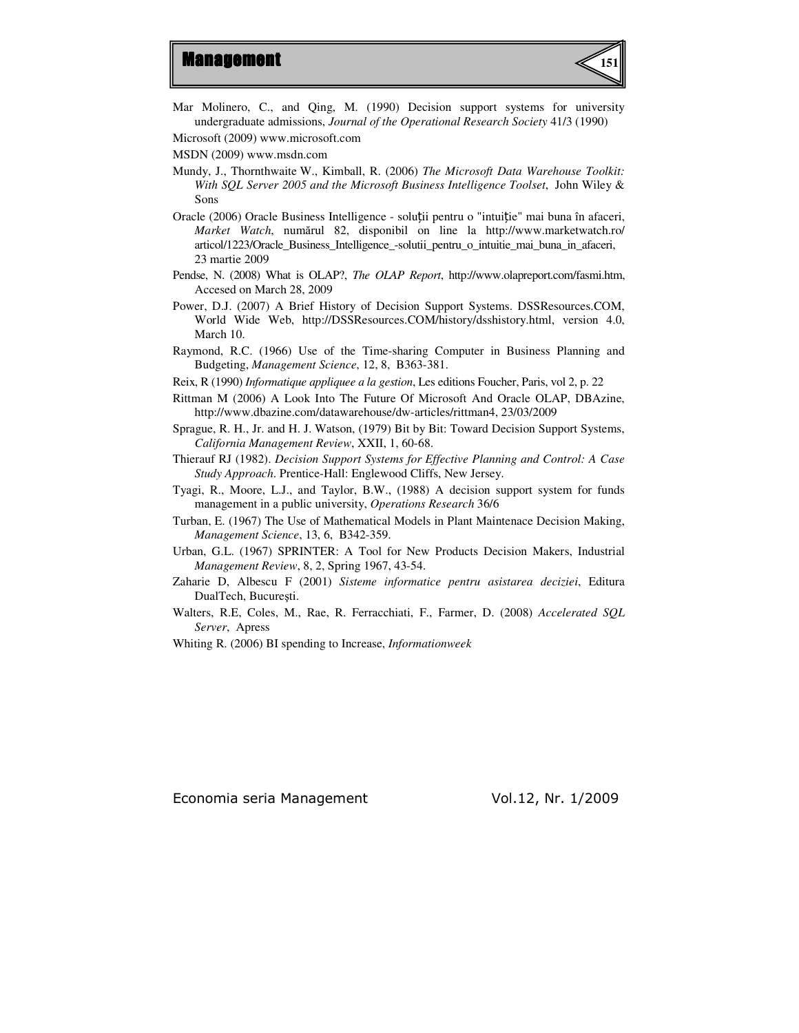Mar Molinero, C., and Qing, M. (1990) Decision support systems for university undergraduate admissions, *Journal of the Operational Research Society* 41/3 (1990)

Microsoft (2009) www.microsoft.com

MSDN (2009) www.msdn.com

Mundy, J., Thornthwaite W., Kimball, R. (2006) *The Microsoft Data Warehouse Toolkit: With SQL Server 2005 and the Microsoft Business Intelligence Toolset*, John Wiley & Sons

Oracle (2006) Oracle Business Intelligence - soluţii pentru o "intuiţie" mai buna în afaceri, *Market Watch*, numărul 82, disponibil on line la http://www.marketwatch.ro/articol/1223/Oracle_Business_Intelligence_-solutii_pentru_o_intuitie_mai_buna_in_afaceri, 23 martie 2009

Pendse, N. (2008) What is OLAP?, *The OLAP Report*, http://www.olapreport.com/fasmi.htm, Accesed on March 28, 2009

Power, D.J. (2007) A Brief History of Decision Support Systems. DSSResources.COM, World Wide Web, http://DSSResources.COM/history/dsshistory.html, version 4.0, March 10.

Raymond, R.C. (1966) Use of the Time-sharing Computer in Business Planning and Budgeting, *Management Science*, 12, 8, B363-381.

Reix, R (1990) *Informatique appliquee a la gestion*, Les editions Foucher, Paris, vol 2, p. 22

Rittman M (2006) A Look Into The Future Of Microsoft And Oracle OLAP, DBAzine, http://www.dbazine.com/datawarehouse/dw-articles/rittman4, 23/03/2009

Sprague, R. H., Jr. and H. J. Watson, (1979) Bit by Bit: Toward Decision Support Systems, *California Management Review*, XXII, 1, 60-68.

Thierauf RJ (1982). *Decision Support Systems for Effective Planning and Control: A Case Study Approach*. Prentice-Hall: Englewood Cliffs, New Jersey.

Tyagi, R., Moore, L.J., and Taylor, B.W., (1988) A decision support system for funds management in a public university, *Operations Research* 36/6

Turban, E. (1967) The Use of Mathematical Models in Plant Maintenace Decision Making, *Management Science*, 13, 6, B342-359.

Urban, G.L. (1967) SPRINTER: A Tool for New Products Decision Makers, Industrial *Management Review*, 8, 2, Spring 1967, 43-54.

Zaharie D, Albescu F (2001) *Sisteme informatice pentru asistarea deciziei*, Editura DualTech, Bucureşti.

Walters, R.E, Coles, M., Rae, R. Ferracchiati, F., Farmer, D. (2008) *Accelerated SQL Server*, Apress

Whiting R. (2006) BI spending to Increase, *Informationweek*